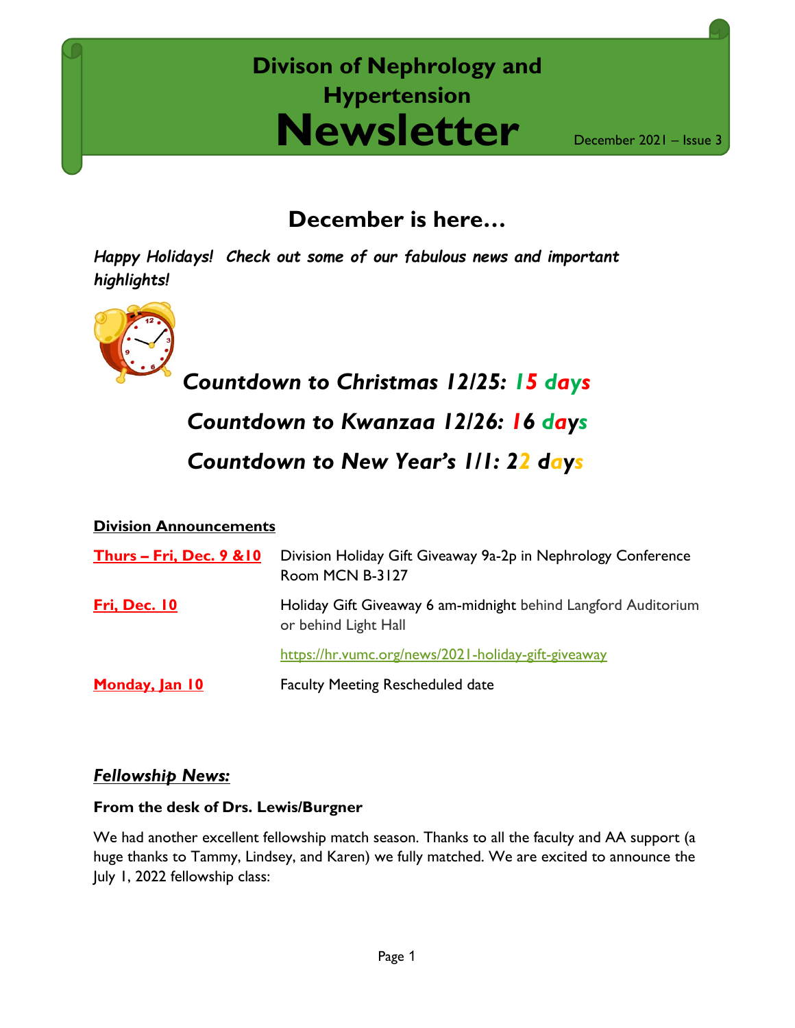# Divison of Nephrology and Hypertension Newsletter

December 2021 – Issue 3

## December is here…

***Happy Holidays! Check out some of our fabulous news and important highlights!***

***Countdown to Christmas 12/25: 15 days***

***Countdown to Kwanzaa 12/26: 16 days***

***Countdown to New Year's 1/1: 22 days***

**Division Announcements**

| | |
|---|---|
| **Thurs – Fri, Dec. 9 &10** | Division Holiday Gift Giveaway 9a-2p in Nephrology Conference Room MCN B-3127 |
| **Fri, Dec. 10** | Holiday Gift Giveaway 6 am-midnight behind Langford Auditorium or behind Light Hall |
| | https://hr.vumc.org/news/2021-holiday-gift-giveaway |
| **Monday, Jan 10** | Faculty Meeting Rescheduled date |

### *Fellowship News:*

**From the desk of Drs. Lewis/Burgner**

We had another excellent fellowship match season. Thanks to all the faculty and AA support (a huge thanks to Tammy, Lindsey, and Karen) we fully matched. We are excited to announce the July 1, 2022 fellowship class: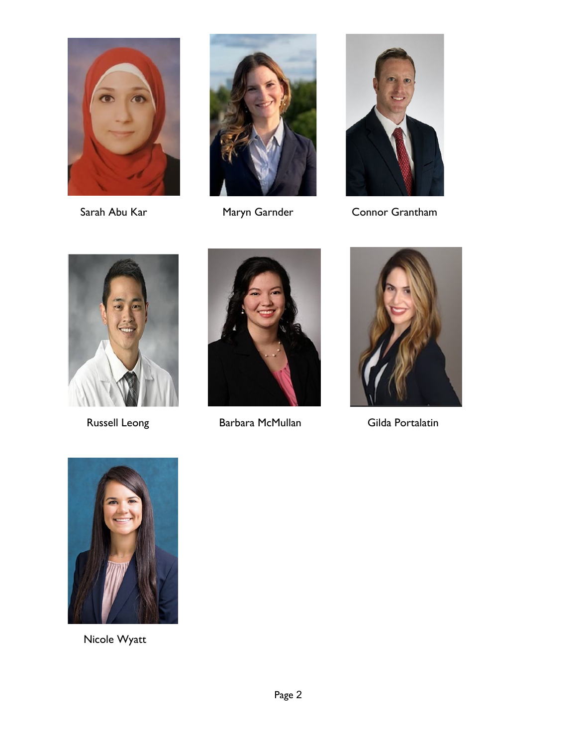Sarah Abu Kar

Maryn Garnder

Connor Grantham

Russell Leong

Barbara McMullan

Gilda Portalatin

Nicole Wyatt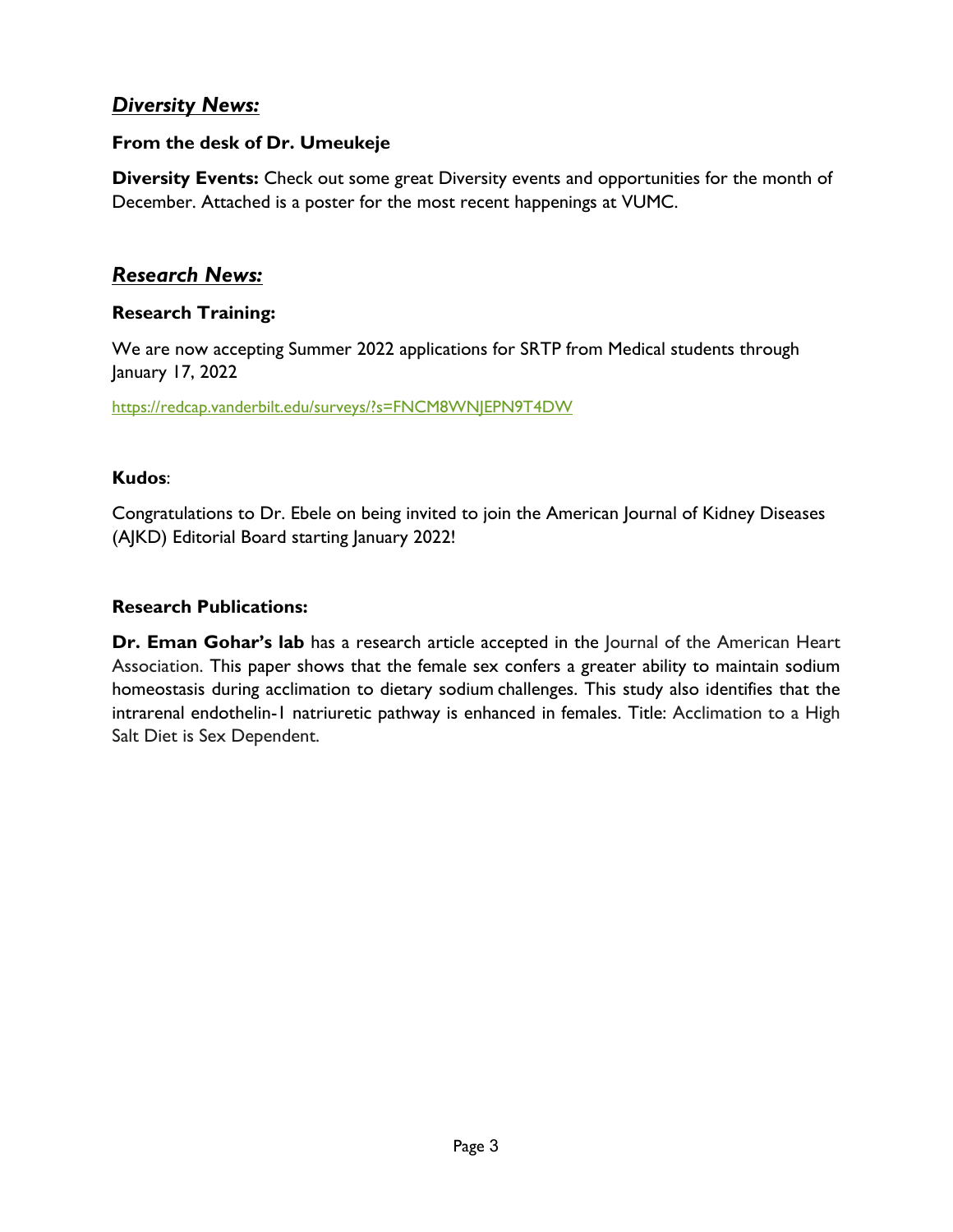## ***Diversity News:***

### From the desk of Dr. Umeukeje

**Diversity Events:** Check out some great Diversity events and opportunities for the month of December. Attached is a poster for the most recent happenings at VUMC.

## ***Research News:***

### Research Training:

We are now accepting Summer 2022 applications for SRTP from Medical students through January 17, 2022

https://redcap.vanderbilt.edu/surveys/?s=FNCM8WNJEPN9T4DW

**Kudos**:

Congratulations to Dr. Ebele on being invited to join the American Journal of Kidney Diseases (AJKD) Editorial Board starting January 2022!

### Research Publications:

**Dr. Eman Gohar's lab** has a research article accepted in the Journal of the American Heart Association. This paper shows that the female sex confers a greater ability to maintain sodium homeostasis during acclimation to dietary sodium challenges. This study also identifies that the intrarenal endothelin-1 natriuretic pathway is enhanced in females. Title: Acclimation to a High Salt Diet is Sex Dependent.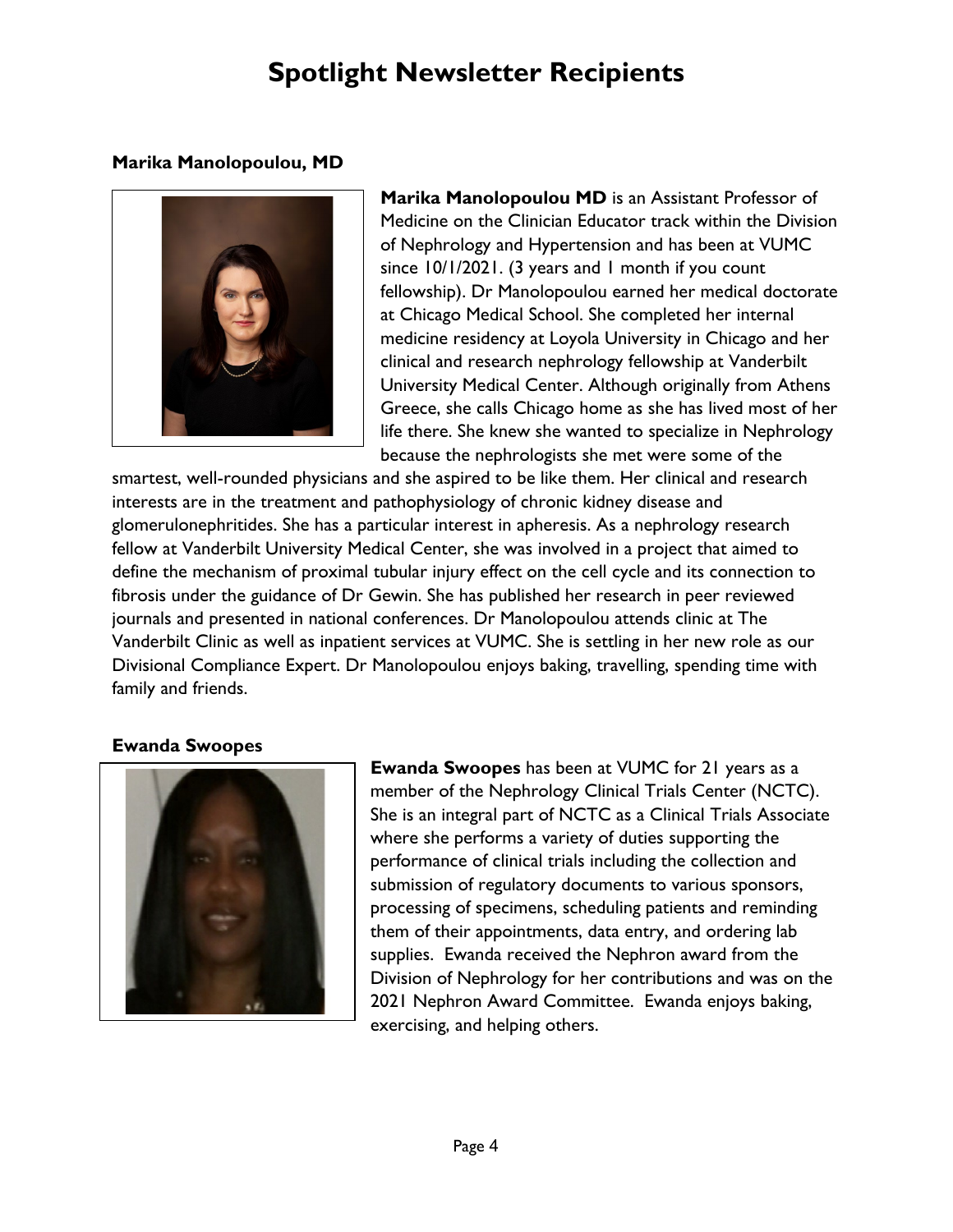# Spotlight Newsletter Recipients

### Marika Manolopoulou, MD

**Marika Manolopoulou MD** is an Assistant Professor of Medicine on the Clinician Educator track within the Division of Nephrology and Hypertension and has been at VUMC since 10/1/2021. (3 years and 1 month if you count fellowship). Dr Manolopoulou earned her medical doctorate at Chicago Medical School. She completed her internal medicine residency at Loyola University in Chicago and her clinical and research nephrology fellowship at Vanderbilt University Medical Center. Although originally from Athens Greece, she calls Chicago home as she has lived most of her life there. She knew she wanted to specialize in Nephrology because the nephrologists she met were some of the smartest, well-rounded physicians and she aspired to be like them. Her clinical and research interests are in the treatment and pathophysiology of chronic kidney disease and glomerulonephritides. She has a particular interest in apheresis. As a nephrology research fellow at Vanderbilt University Medical Center, she was involved in a project that aimed to define the mechanism of proximal tubular injury effect on the cell cycle and its connection to fibrosis under the guidance of Dr Gewin. She has published her research in peer reviewed journals and presented in national conferences. Dr Manolopoulou attends clinic at The Vanderbilt Clinic as well as inpatient services at VUMC. She is settling in her new role as our Divisional Compliance Expert. Dr Manolopoulou enjoys baking, travelling, spending time with family and friends.

### Ewanda Swoopes

**Ewanda Swoopes** has been at VUMC for 21 years as a member of the Nephrology Clinical Trials Center (NCTC). She is an integral part of NCTC as a Clinical Trials Associate where she performs a variety of duties supporting the performance of clinical trials including the collection and submission of regulatory documents to various sponsors, processing of specimens, scheduling patients and reminding them of their appointments, data entry, and ordering lab supplies. Ewanda received the Nephron award from the Division of Nephrology for her contributions and was on the 2021 Nephron Award Committee. Ewanda enjoys baking, exercising, and helping others.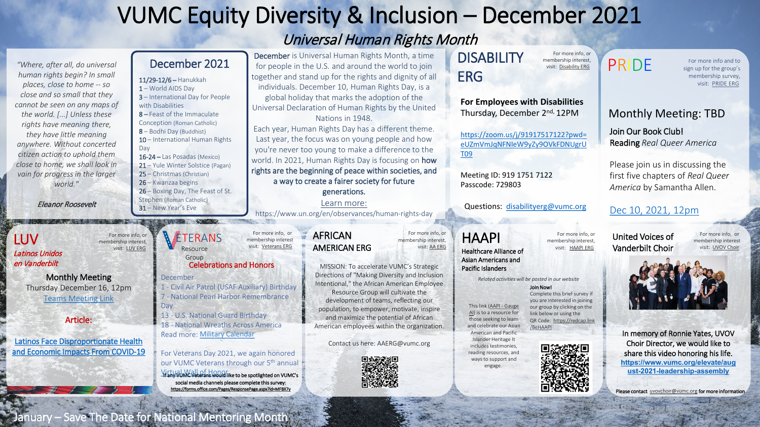# VUMC Equity Diversity & Inclusion – December 2021

## *Universal Human Rights Month*

*"Where, after all, do universal human rights begin? In small places, close to home -- so close and so small that they cannot be seen on any maps of the world. [...] Unless these rights have meaning there, they have little meaning anywhere. Without concerted citizen action to uphold them close to home, we shall look in vain for progress in the larger world."*

*Eleanor Roosevelt*

### December 2021

- **11/29-12/6 –** Hanukkah
- **1 –** World AIDS Day
- **3 –** International Day for People with Disabilities
- **8 –** Feast of the Immaculate Conception (Roman Catholic)
- **8 –** Bodhi Day (Buddhist)
- **10 –** International Human Rights Day
- **16-24 –** Las Posadas (Mexico)
- **21 –** Yule Winter Solstice (Pagan)
- **25 –** Christmas (Christian)
- **26 –** Kwanzaa begins
- **26 –** Boxing Day, The Feast of St. Stephen (Roman Catholic)
- **31 –** New Year's Eve

**December** is Universal Human Rights Month, a time for people in the U.S. and around the world to join together and stand up for the rights and dignity of all individuals. December 10, Human Rights Day, is a global holiday that marks the adoption of the Universal Declaration of Human Rights by the United Nations in 1948.

Each year, Human Rights Day has a different theme. Last year, the focus was on young people and how you're never too young to make a difference to the world. In 2021, Human Rights Day is focusing on **how rights are the beginning of peace within societies, and a way to create a fairer society for future generations.**

Learn more:
https://www.un.org/en/observances/human-rights-day

## DISABILITY ERG

For more info, or membership interest, visit: Disability ERG

**For Employees with Disabilities**
Thursday, December 2nd, 12PM

https://zoom.us/j/91917517122?pwd=eUZmVmJqNFNIeW9yZy9OVkFDNUgrUT09

Meeting ID: 919 1751 7122
Passcode: 729803

Questions: disabilityerg@vumc.org

## PRIDE

For more info and to sign up for the group's membership survey, visit: PRIDE ERG

Monthly Meeting: TBD

**Join Our Book Club!**
**Reading** *Real Queer America*

Please join us in discussing the first five chapters of *Real Queer America* by Samantha Allen.

Dec 10, 2021, 12pm

## LUV

*Latinos Unidos en Vanderbilt*

For more info, or membership interest, visit: LUV ERG

**Monthly Meeting**
Thursday December 16, 12pm
Teams Meeting Link

**Article:**

Latinos Face Disproportionate Health and Economic Impacts From COVID-19

## VETERANS Resource Group

For more info, or membership interest visit: Veterans ERG

**Celebrations and Honors**

December
1 - Civil Air Patrol (USAF Auxiliary) Birthday
7 - National Pearl Harbor Remembrance Day
13 - U.S. National Guard Birthday
18 - National Wreaths Across America
Read more: Military Calendar

For Veterans Day 2021, we again honored our VUMC Veterans through our 5th annual Virtual Wall of Honor.

If any VUMC Veterans would like to be spotlighted on VUMC's social media channels please complete this survey: https://forms.office.com/Pages/ResponsePage.aspx?id=MFBX7y

## AFRICAN AMERICAN ERG

For more info, or membership interest, visit: AA ERG

MISSION: To accelerate VUMC's Strategic Directions of "Making Diversity and Inclusion Intentional," the African American Employee Resource Group will cultivate the development of teams, reflecting our population, to empower, motivate, inspire and maximize the potential of African American employees within the organization.

Contact us here: AAERG@vumc.org

## HAAPI

**Healthcare Alliance of Asian Americans and Pacific Islanders**

For more info, or membership interest, visit: HAAPI ERG

*Related activities will be posted in our website*

This link (AAPI - Gauge All) is to a resource for those seeking to learn and celebrate our Asian American and Pacific Islander Heritage It includes testimonies, reading resources, and ways to support and engage.

**Join Now!**
Complete this brief survey if you are interested in joining our group by clicking on the link below or using the QR Code: https://redcap.link/BeHAAPI

## United Voices of Vanderbilt Choir

For more info, or membership interest visit: UVOV Choir

In memory of Ronnie Yates, UVOV Choir Director, we would like to share this video honoring his life.
https://www.vumc.org/elevate/august-2021-leadership-assembly

Please contact uvovchoir@vumc.org for more information

January – Save The Date for National Mentoring Month